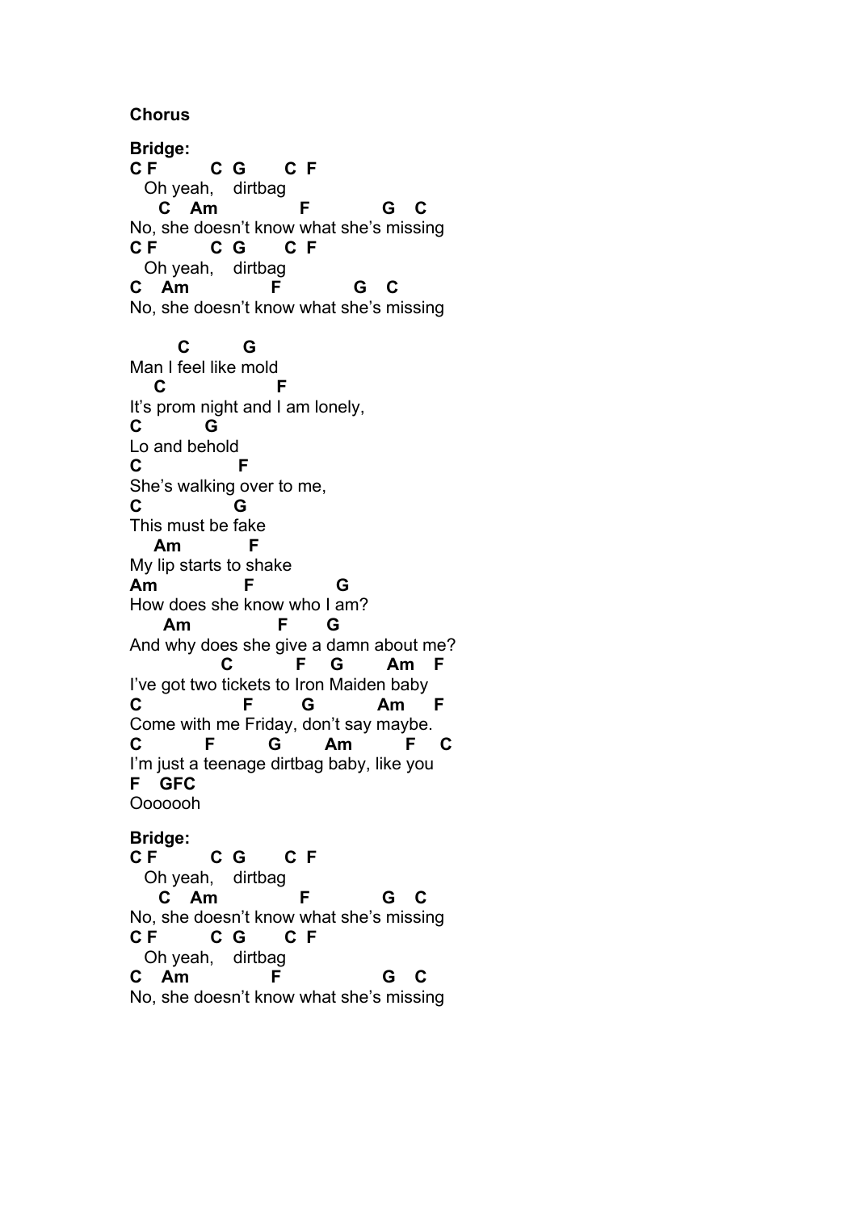**Chorus**

**Bridge:**

```
C F         C  G       C  F
   Oh yeah,    dirtbag
    C   Am              F             G   C
No, she doesn't know what she's missing
C F         C  G       C  F
   Oh yeah,    dirtbag
C   Am              F             G   C
No, she doesn't know what she's missing

       C         G
Man I feel like mold
   C                  F
It's prom night and I am lonely,
C          G
Lo and behold
C               F
She's walking over to me,
C               G
This must be fake
   Am           F
My lip starts to shake
Am              F              G
How does she know who I am?
     Am              F      G
And why does she give a damn about me?
              C          F    G       Am   F
I've got two tickets to Iron Maiden baby
C               F        G           Am     F
Come with me Friday, don't say maybe.
C          F        G        Am        F    C
I'm just a teenage dirtbag baby, like you
F   GFC
Ooooooh
```

**Bridge:**

```
C F         C  G       C  F
   Oh yeah,    dirtbag
    C   Am              F             G   C
No, she doesn't know what she's missing
C F         C  G       C  F
   Oh yeah,    dirtbag
C   Am              F                 G   C
No, she doesn't know what she's missing
```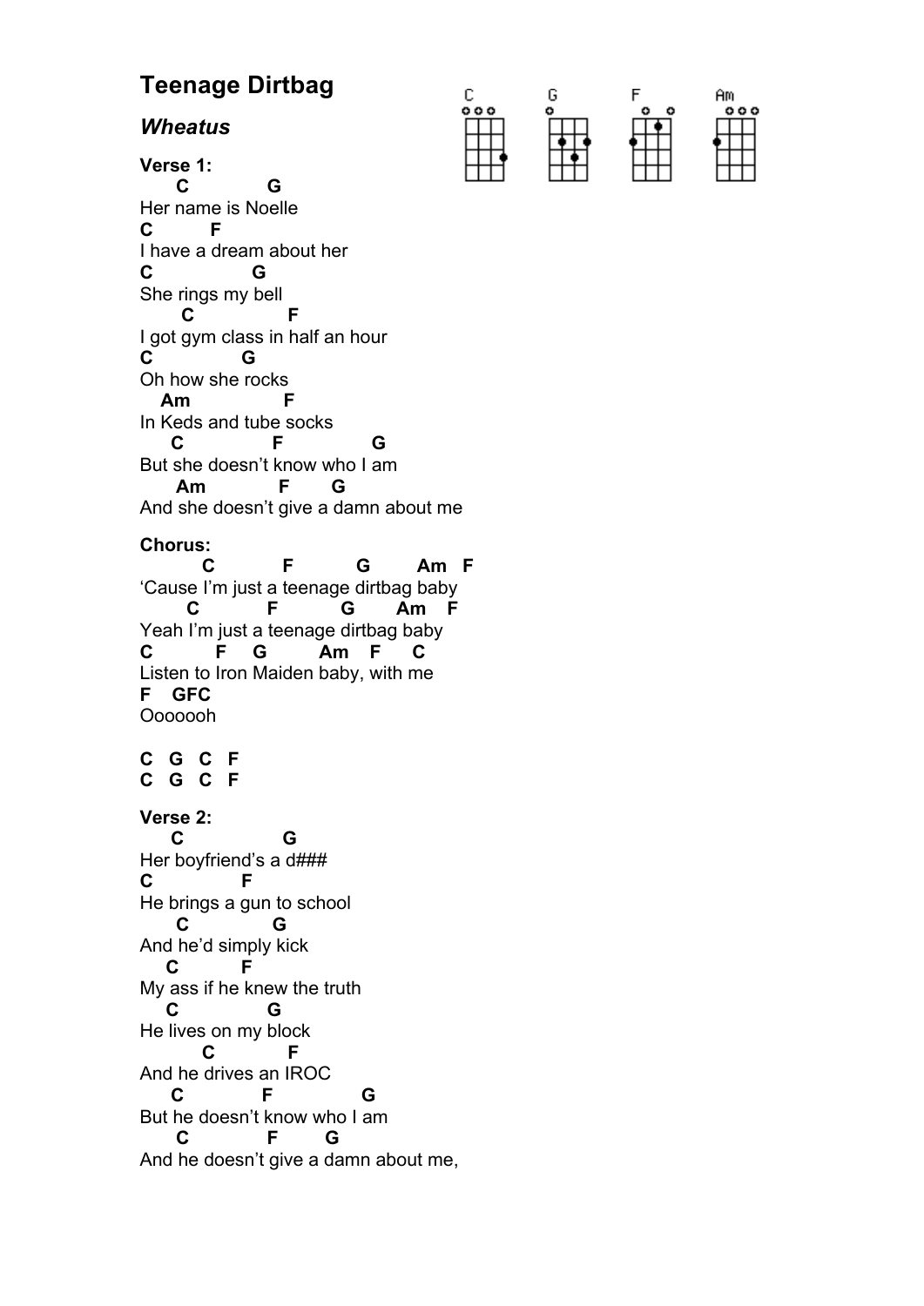# Teenage Dirtbag

### *Wheatus*

C G F Am

**Verse 1:**

```
      C            G
Her name is Noelle
C         F
I have a dream about her
C                 G
She rings my bell
       C               F
I got gym class in half an hour
C              G
Oh how she rocks
   Am                F
In Keds and tube socks
     C               F              G
But she doesn't know who I am
      Am            F       G
And she doesn't give a damn about me
```

**Chorus:**

```
          C           F          G        Am   F
'Cause I'm just a teenage dirtbag baby
        C           F          G       Am    F
Yeah I'm just a teenage dirtbag baby
C          F    G        Am    F     C
Listen to Iron Maiden baby, with me
F    GFC
Ooooooh
```

```
C  G  C  F
C  G  C  F
```

**Verse 2:**

```
     C                G
Her boyfriend's a d###
C               F
He brings a gun to school
      C              G
And he'd simply kick
    C           F
My ass if he knew the truth
    C               G
He lives on my block
          C             F
And he drives an IROC
     C              F              G
But he doesn't know who I am
      C             F        G
And he doesn't give a damn about me,
```